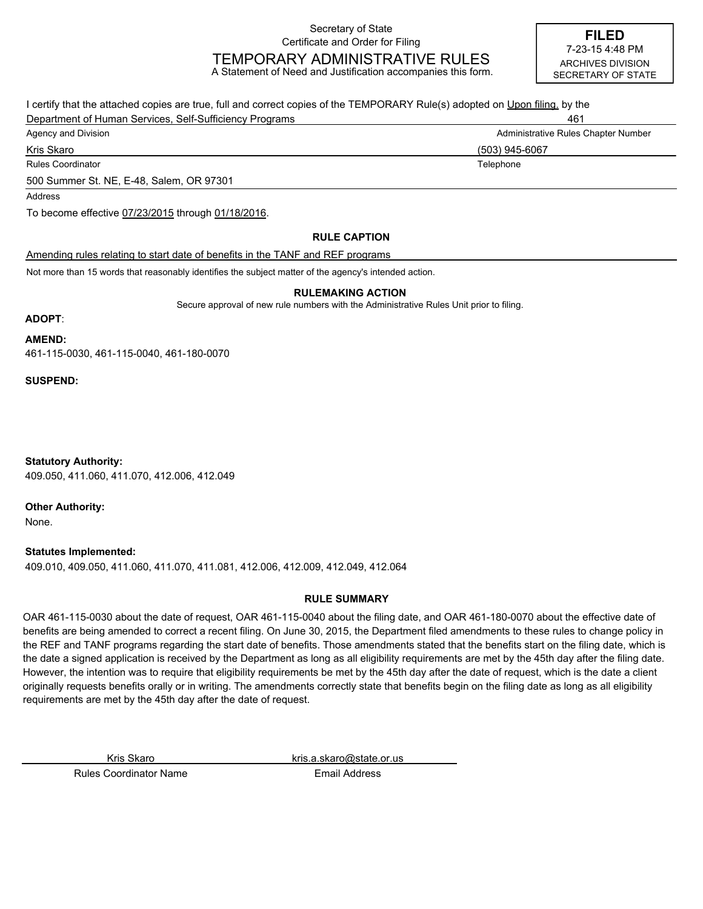Secretary of State
Certificate and Order for Filing

# TEMPORARY ADMINISTRATIVE RULES

A Statement of Need and Justification accompanies this form.

**FILED**
7-23-15 4:48 PM
ARCHIVES DIVISION
SECRETARY OF STATE

I certify that the attached copies are true, full and correct copies of the TEMPORARY Rule(s) adopted on Upon filing. by the

Department of Human Services, Self-Sufficiency Programs — 461
Agency and Division — Administrative Rules Chapter Number

Kris Skaro — (503) 945-6067
Rules Coordinator — Telephone

500 Summer St. NE, E-48, Salem, OR 97301
Address

To become effective 07/23/2015 through 01/18/2016.

## RULE CAPTION

Amending rules relating to start date of benefits in the TANF and REF programs

Not more than 15 words that reasonably identifies the subject matter of the agency's intended action.

## RULEMAKING ACTION

Secure approval of new rule numbers with the Administrative Rules Unit prior to filing.

**ADOPT**:

**AMEND:**
461-115-0030, 461-115-0040, 461-180-0070

**SUSPEND:**

**Statutory Authority:**
409.050, 411.060, 411.070, 412.006, 412.049

**Other Authority:**
None.

**Statutes Implemented:**
409.010, 409.050, 411.060, 411.070, 411.081, 412.006, 412.009, 412.049, 412.064

## RULE SUMMARY

OAR 461-115-0030 about the date of request, OAR 461-115-0040 about the filing date, and OAR 461-180-0070 about the effective date of benefits are being amended to correct a recent filing. On June 30, 2015, the Department filed amendments to these rules to change policy in the REF and TANF programs regarding the start date of benefits. Those amendments stated that the benefits start on the filing date, which is the date a signed application is received by the Department as long as all eligibility requirements are met by the 45th day after the filing date. However, the intention was to require that eligibility requirements be met by the 45th day after the date of request, which is the date a client originally requests benefits orally or in writing. The amendments correctly state that benefits begin on the filing date as long as all eligibility requirements are met by the 45th day after the date of request.

Kris Skaro — kris.a.skaro@state.or.us
Rules Coordinator Name — Email Address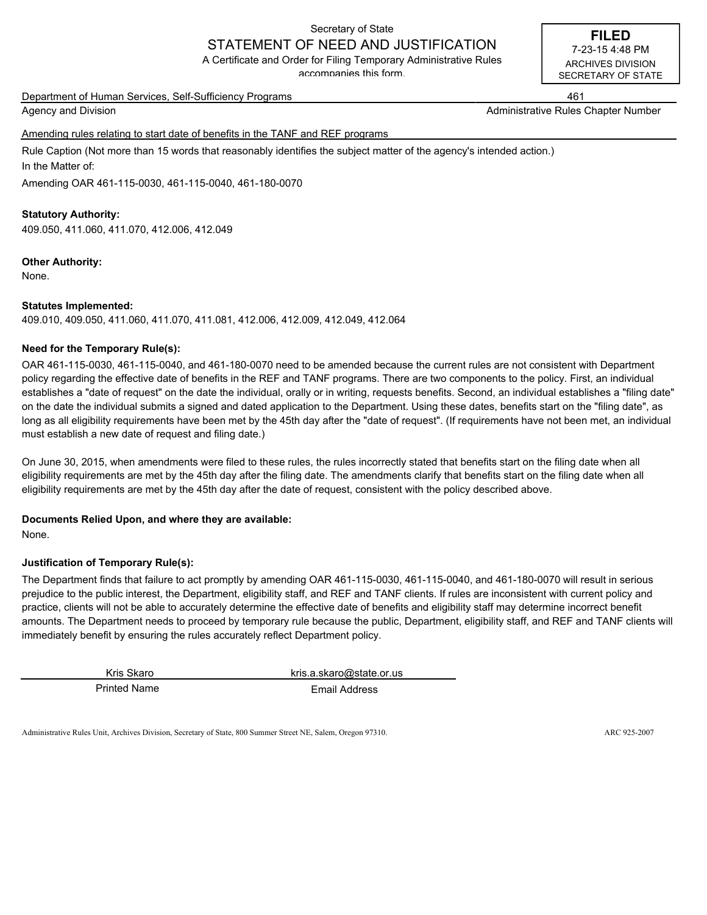Secretary of State

# STATEMENT OF NEED AND JUSTIFICATION

A Certificate and Order for Filing Temporary Administrative Rules accompanies this form.

**FILED**
7-23-15 4:48 PM
ARCHIVES DIVISION
SECRETARY OF STATE

Department of Human Services, Self-Sufficiency Programs — 461

Agency and Division — Administrative Rules Chapter Number

Amending rules relating to start date of benefits in the TANF and REF programs

Rule Caption (Not more than 15 words that reasonably identifies the subject matter of the agency's intended action.)

In the Matter of:

Amending OAR 461-115-0030, 461-115-0040, 461-180-0070

**Statutory Authority:**
409.050, 411.060, 411.070, 412.006, 412.049

**Other Authority:**
None.

**Statutes Implemented:**
409.010, 409.050, 411.060, 411.070, 411.081, 412.006, 412.009, 412.049, 412.064

**Need for the Temporary Rule(s):**

OAR 461-115-0030, 461-115-0040, and 461-180-0070 need to be amended because the current rules are not consistent with Department policy regarding the effective date of benefits in the REF and TANF programs. There are two components to the policy. First, an individual establishes a "date of request" on the date the individual, orally or in writing, requests benefits. Second, an individual establishes a "filing date" on the date the individual submits a signed and dated application to the Department. Using these dates, benefits start on the "filing date", as long as all eligibility requirements have been met by the 45th day after the "date of request". (If requirements have not been met, an individual must establish a new date of request and filing date.)

On June 30, 2015, when amendments were filed to these rules, the rules incorrectly stated that benefits start on the filing date when all eligibility requirements are met by the 45th day after the filing date. The amendments clarify that benefits start on the filing date when all eligibility requirements are met by the 45th day after the date of request, consistent with the policy described above.

**Documents Relied Upon, and where they are available:**
None.

**Justification of Temporary Rule(s):**

The Department finds that failure to act promptly by amending OAR 461-115-0030, 461-115-0040, and 461-180-0070 will result in serious prejudice to the public interest, the Department, eligibility staff, and REF and TANF clients. If rules are inconsistent with current policy and practice, clients will not be able to accurately determine the effective date of benefits and eligibility staff may determine incorrect benefit amounts. The Department needs to proceed by temporary rule because the public, Department, eligibility staff, and REF and TANF clients will immediately benefit by ensuring the rules accurately reflect Department policy.

| Kris Skaro | kris.a.skaro@state.or.us |
|---|---|
| Printed Name | Email Address |

Administrative Rules Unit, Archives Division, Secretary of State, 800 Summer Street NE, Salem, Oregon 97310. ARC 925-2007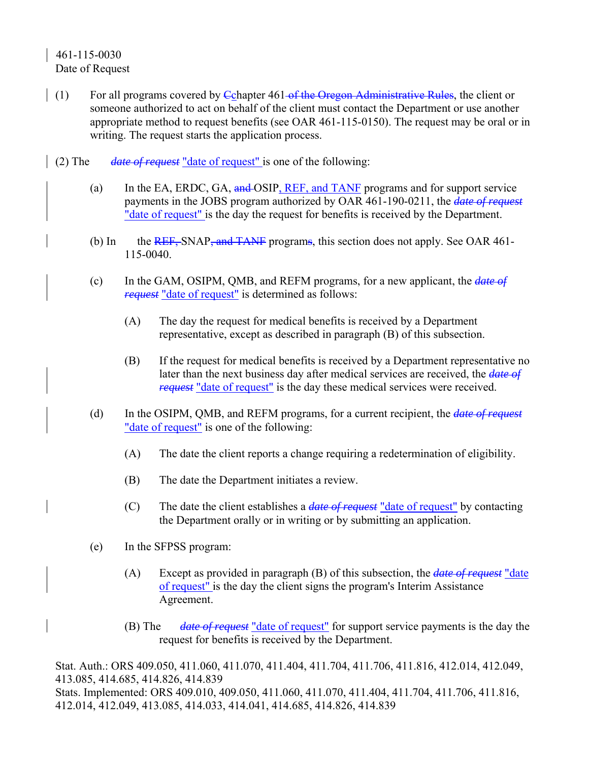461-115-0030
Date of Request

(1) For all programs covered by ~~C~~chapter 461 ~~of the Oregon Administrative Rules~~, the client or someone authorized to act on behalf of the client must contact the Department or use another appropriate method to request benefits (see OAR 461-115-0150). The request may be oral or in writing. The request starts the application process.

(2) The ~~*date of request*~~ "date of request" is one of the following:

(a) In the EA, ERDC, GA, ~~and~~ OSIP, REF, and TANF programs and for support service payments in the JOBS program authorized by OAR 461-190-0211, the ~~*date of request*~~ "date of request" is the day the request for benefits is received by the Department.

(b) In the ~~REF,~~ SNAP~~, and TANF~~ program~~s~~, this section does not apply. See OAR 461-115-0040.

(c) In the GAM, OSIPM, QMB, and REFM programs, for a new applicant, the ~~*date of request*~~ "date of request" is determined as follows:

(A) The day the request for medical benefits is received by a Department representative, except as described in paragraph (B) of this subsection.

(B) If the request for medical benefits is received by a Department representative no later than the next business day after medical services are received, the ~~*date of request*~~ "date of request" is the day these medical services were received.

(d) In the OSIPM, QMB, and REFM programs, for a current recipient, the ~~*date of request*~~ "date of request" is one of the following:

(A) The date the client reports a change requiring a redetermination of eligibility.

(B) The date the Department initiates a review.

(C) The date the client establishes a ~~*date of request*~~ "date of request" by contacting the Department orally or in writing or by submitting an application.

(e) In the SFPSS program:

(A) Except as provided in paragraph (B) of this subsection, the ~~*date of request*~~ "date of request" is the day the client signs the program's Interim Assistance Agreement.

(B) The ~~*date of request*~~ "date of request" for support service payments is the day the request for benefits is received by the Department.

Stat. Auth.: ORS 409.050, 411.060, 411.070, 411.404, 411.704, 411.706, 411.816, 412.014, 412.049, 413.085, 414.685, 414.826, 414.839
Stats. Implemented: ORS 409.010, 409.050, 411.060, 411.070, 411.404, 411.704, 411.706, 411.816, 412.014, 412.049, 413.085, 414.033, 414.041, 414.685, 414.826, 414.839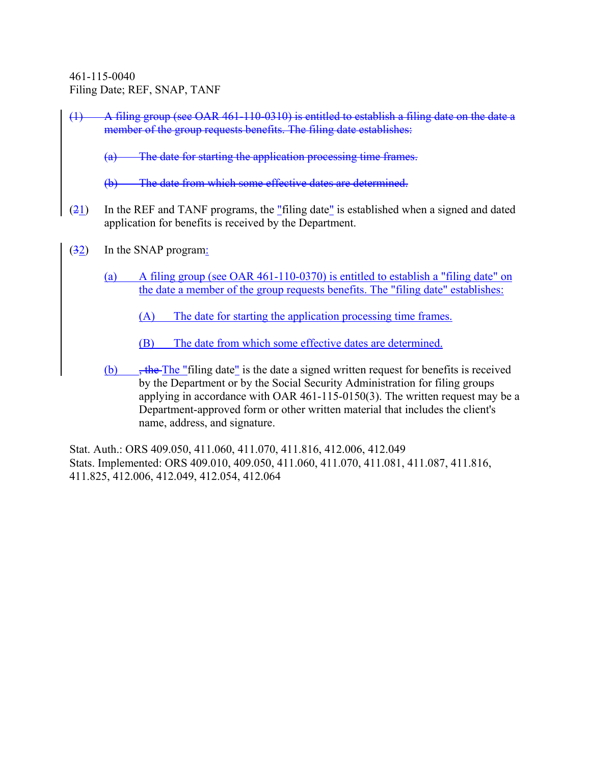461-115-0040
Filing Date; REF, SNAP, TANF

~~(1) A filing group (see OAR 461-110-0310) is entitled to establish a filing date on the date a member of the group requests benefits. The filing date establishes:~~

~~(a) The date for starting the application processing time frames.~~

~~(b) The date from which some effective dates are determined.~~

(~~2~~1) In the REF and TANF programs, the "filing date" is established when a signed and dated application for benefits is received by the Department.

(~~3~~2) In the SNAP program:

(a) A filing group (see OAR 461-110-0370) is entitled to establish a "filing date" on the date a member of the group requests benefits. The "filing date" establishes:

(A) The date for starting the application processing time frames.

(B) The date from which some effective dates are determined.

(b) ~~, the~~ The "filing date" is the date a signed written request for benefits is received by the Department or by the Social Security Administration for filing groups applying in accordance with OAR 461-115-0150(3). The written request may be a Department-approved form or other written material that includes the client's name, address, and signature.

Stat. Auth.: ORS 409.050, 411.060, 411.070, 411.816, 412.006, 412.049
Stats. Implemented: ORS 409.010, 409.050, 411.060, 411.070, 411.081, 411.087, 411.816, 411.825, 412.006, 412.049, 412.054, 412.064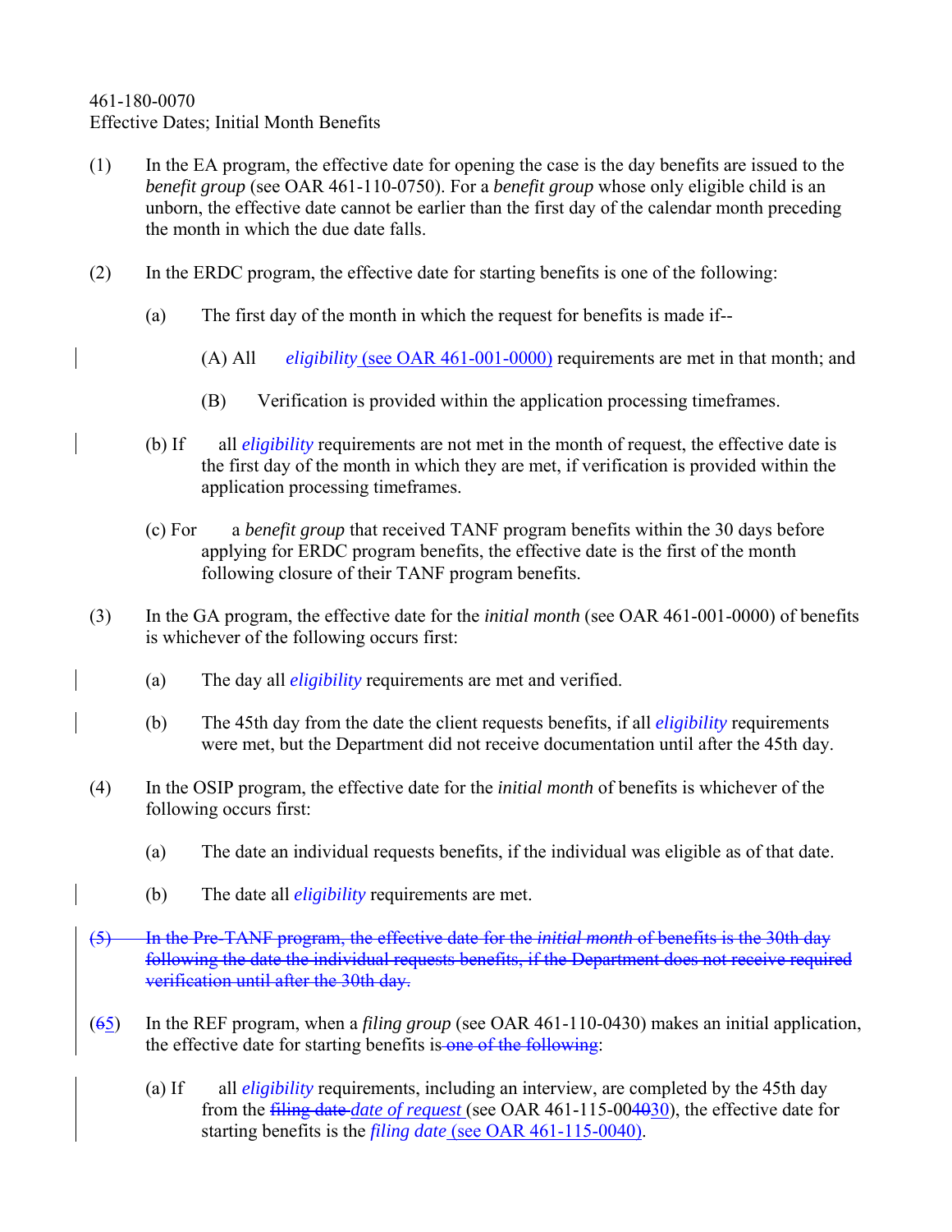461-180-0070
Effective Dates; Initial Month Benefits

(1) In the EA program, the effective date for opening the case is the day benefits are issued to the *benefit group* (see OAR 461-110-0750). For a *benefit group* whose only eligible child is an unborn, the effective date cannot be earlier than the first day of the calendar month preceding the month in which the due date falls.

(2) In the ERDC program, the effective date for starting benefits is one of the following:

(a) The first day of the month in which the request for benefits is made if--

(A) All *eligibility* (see OAR 461-001-0000) requirements are met in that month; and

(B) Verification is provided within the application processing timeframes.

(b) If all *eligibility* requirements are not met in the month of request, the effective date is the first day of the month in which they are met, if verification is provided within the application processing timeframes.

(c) For a *benefit group* that received TANF program benefits within the 30 days before applying for ERDC program benefits, the effective date is the first of the month following closure of their TANF program benefits.

(3) In the GA program, the effective date for the *initial month* (see OAR 461-001-0000) of benefits is whichever of the following occurs first:

(a) The day all *eligibility* requirements are met and verified.

(b) The 45th day from the date the client requests benefits, if all *eligibility* requirements were met, but the Department did not receive documentation until after the 45th day.

(4) In the OSIP program, the effective date for the *initial month* of benefits is whichever of the following occurs first:

(a) The date an individual requests benefits, if the individual was eligible as of that date.

(b) The date all *eligibility* requirements are met.

~~(5) In the Pre-TANF program, the effective date for the *initial month* of benefits is the 30th day following the date the individual requests benefits, if the Department does not receive required verification until after the 30th day.~~

(~~6~~5) In the REF program, when a *filing group* (see OAR 461-110-0430) makes an initial application, the effective date for starting benefits is ~~one of the following~~:

(a) If all *eligibility* requirements, including an interview, are completed by the 45th day from the ~~filing date~~ *date of request* (see OAR 461-115-00~~40~~30), the effective date for starting benefits is the *filing date* (see OAR 461-115-0040).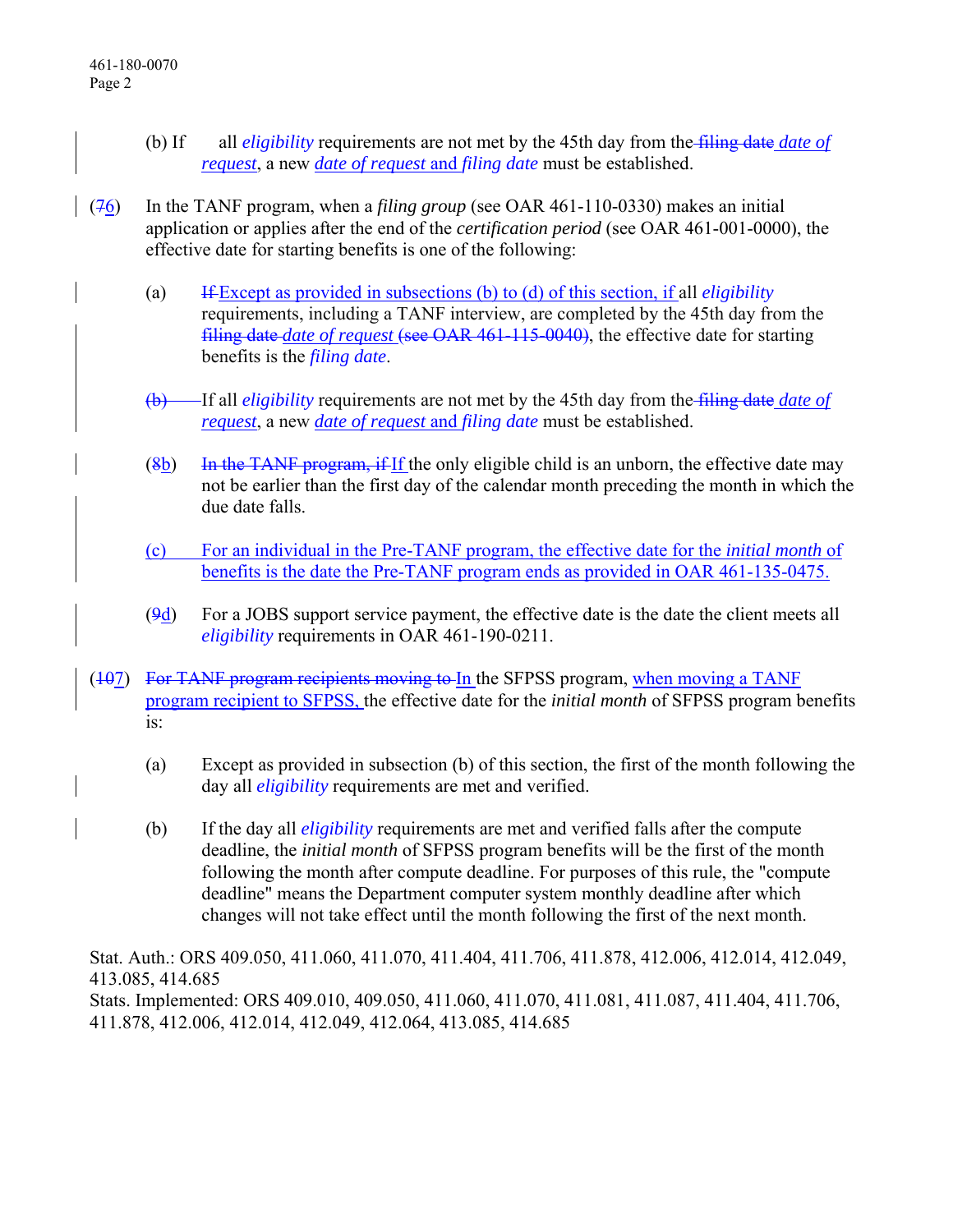(b) If all *eligibility* requirements are not met by the 45th day from the ~~filing date~~ *date of request*, a new *date of request* and *filing date* must be established.

(~~7~~6) In the TANF program, when a *filing group* (see OAR 461-110-0330) makes an initial application or applies after the end of the *certification period* (see OAR 461-001-0000), the effective date for starting benefits is one of the following:

(a) ~~If~~ Except as provided in subsections (b) to (d) of this section, if all *eligibility* requirements, including a TANF interview, are completed by the 45th day from the ~~filing date~~ *date of request* ~~(see OAR 461-115-0040)~~, the effective date for starting benefits is the *filing date*.

~~(b)~~ If all *eligibility* requirements are not met by the 45th day from the ~~filing date~~ *date of request*, a new *date of request* and *filing date* must be established.

(~~8~~b) ~~In the TANF program, if~~ If the only eligible child is an unborn, the effective date may not be earlier than the first day of the calendar month preceding the month in which the due date falls.

(c) For an individual in the Pre-TANF program, the effective date for the *initial month* of benefits is the date the Pre-TANF program ends as provided in OAR 461-135-0475.

(~~9~~d) For a JOBS support service payment, the effective date is the date the client meets all *eligibility* requirements in OAR 461-190-0211.

(~~10~~7) ~~For TANF program recipients moving to~~ In the SFPSS program, when moving a TANF program recipient to SFPSS, the effective date for the *initial month* of SFPSS program benefits is:

(a) Except as provided in subsection (b) of this section, the first of the month following the day all *eligibility* requirements are met and verified.

(b) If the day all *eligibility* requirements are met and verified falls after the compute deadline, the *initial month* of SFPSS program benefits will be the first of the month following the month after compute deadline. For purposes of this rule, the "compute deadline" means the Department computer system monthly deadline after which changes will not take effect until the month following the first of the next month.

Stat. Auth.: ORS 409.050, 411.060, 411.070, 411.404, 411.706, 411.878, 412.006, 412.014, 412.049, 413.085, 414.685
Stats. Implemented: ORS 409.010, 409.050, 411.060, 411.070, 411.081, 411.087, 411.404, 411.706, 411.878, 412.006, 412.014, 412.049, 412.064, 413.085, 414.685